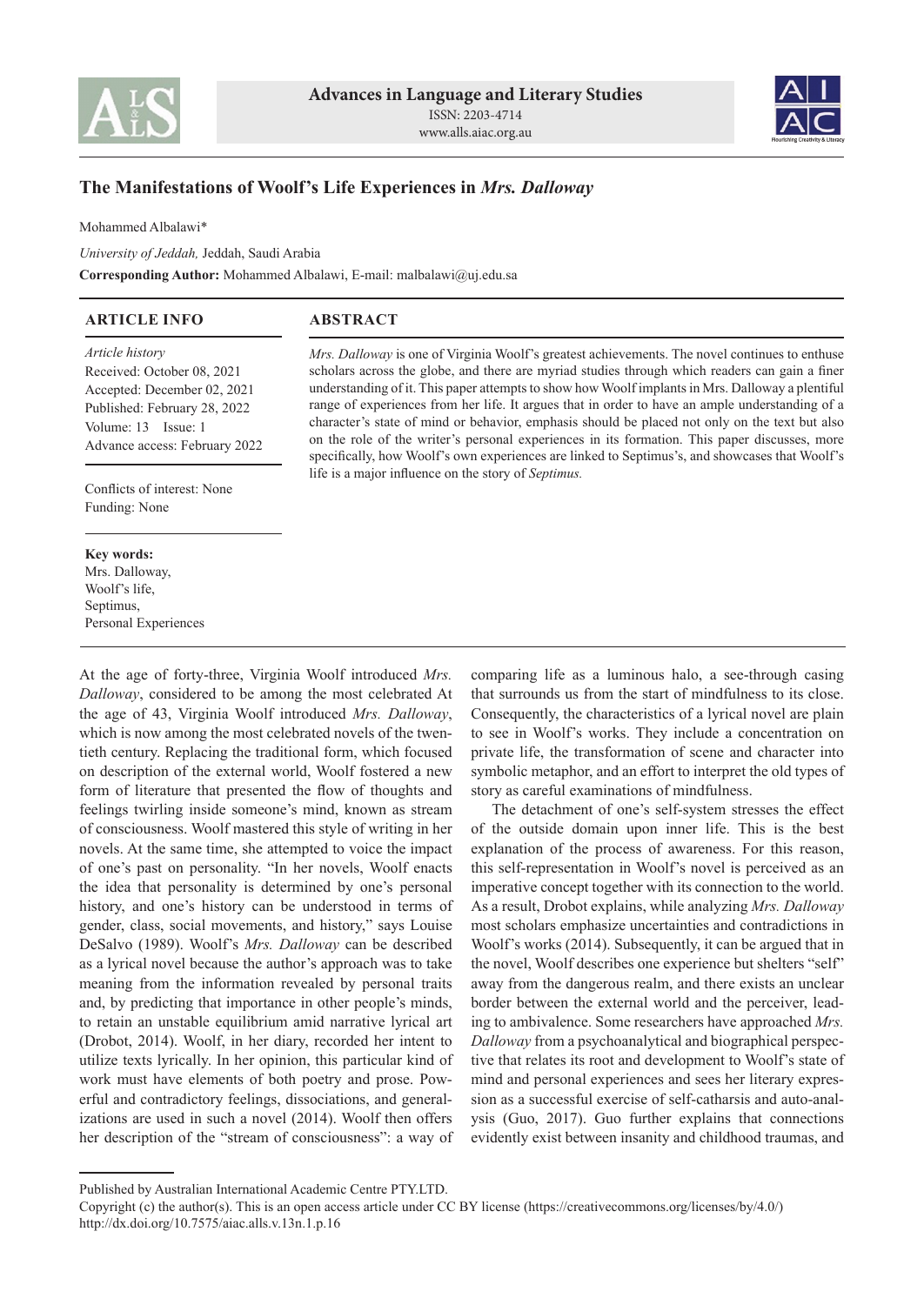Advances in Language and Literary Studies
ISSN: 2203-4714
www.alls.aiac.org.au

# The Manifestations of Woolf's Life Experiences in *Mrs. Dalloway*

Mohammed Albalawi*

*University of Jeddah,* Jeddah, Saudi Arabia

**Corresponding Author:** Mohammed Albalawi, E-mail: malbalawi@uj.edu.sa

## ARTICLE INFO

*Article history*
Received: October 08, 2021
Accepted: December 02, 2021
Published: February 28, 2022
Volume: 13 Issue: 1
Advance access: February 2022

Conflicts of interest: None
Funding: None

**Key words:**
Mrs. Dalloway,
Woolf's life,
Septimus,
Personal Experiences

## ABSTRACT

*Mrs. Dalloway* is one of Virginia Woolf's greatest achievements. The novel continues to enthuse scholars across the globe, and there are myriad studies through which readers can gain a finer understanding of it. This paper attempts to show how Woolf implants in Mrs. Dalloway a plentiful range of experiences from her life. It argues that in order to have an ample understanding of a character's state of mind or behavior, emphasis should be placed not only on the text but also on the role of the writer's personal experiences in its formation. This paper discusses, more specifically, how Woolf's own experiences are linked to Septimus's, and showcases that Woolf's life is a major influence on the story of *Septimus.*

At the age of forty-three, Virginia Woolf introduced *Mrs. Dalloway*, considered to be among the most celebrated At the age of 43, Virginia Woolf introduced *Mrs. Dalloway*, which is now among the most celebrated novels of the twentieth century. Replacing the traditional form, which focused on description of the external world, Woolf fostered a new form of literature that presented the flow of thoughts and feelings twirling inside someone's mind, known as stream of consciousness. Woolf mastered this style of writing in her novels. At the same time, she attempted to voice the impact of one's past on personality. "In her novels, Woolf enacts the idea that personality is determined by one's personal history, and one's history can be understood in terms of gender, class, social movements, and history," says Louise DeSalvo (1989). Woolf's *Mrs. Dalloway* can be described as a lyrical novel because the author's approach was to take meaning from the information revealed by personal traits and, by predicting that importance in other people's minds, to retain an unstable equilibrium amid narrative lyrical art (Drobot, 2014). Woolf, in her diary, recorded her intent to utilize texts lyrically. In her opinion, this particular kind of work must have elements of both poetry and prose. Powerful and contradictory feelings, dissociations, and generalizations are used in such a novel (2014). Woolf then offers her description of the "stream of consciousness": a way of comparing life as a luminous halo, a see-through casing that surrounds us from the start of mindfulness to its close. Consequently, the characteristics of a lyrical novel are plain to see in Woolf's works. They include a concentration on private life, the transformation of scene and character into symbolic metaphor, and an effort to interpret the old types of story as careful examinations of mindfulness.

The detachment of one's self-system stresses the effect of the outside domain upon inner life. This is the best explanation of the process of awareness. For this reason, this self-representation in Woolf's novel is perceived as an imperative concept together with its connection to the world. As a result, Drobot explains, while analyzing *Mrs. Dalloway* most scholars emphasize uncertainties and contradictions in Woolf's works (2014). Subsequently, it can be argued that in the novel, Woolf describes one experience but shelters "self" away from the dangerous realm, and there exists an unclear border between the external world and the perceiver, leading to ambivalence. Some researchers have approached *Mrs. Dalloway* from a psychoanalytical and biographical perspective that relates its root and development to Woolf's state of mind and personal experiences and sees her literary expression as a successful exercise of self-catharsis and auto-analysis (Guo, 2017). Guo further explains that connections evidently exist between insanity and childhood traumas, and

Published by Australian International Academic Centre PTY.LTD.
Copyright (c) the author(s). This is an open access article under CC BY license (https://creativecommons.org/licenses/by/4.0/)
http://dx.doi.org/10.7575/aiac.alls.v.13n.1.p.16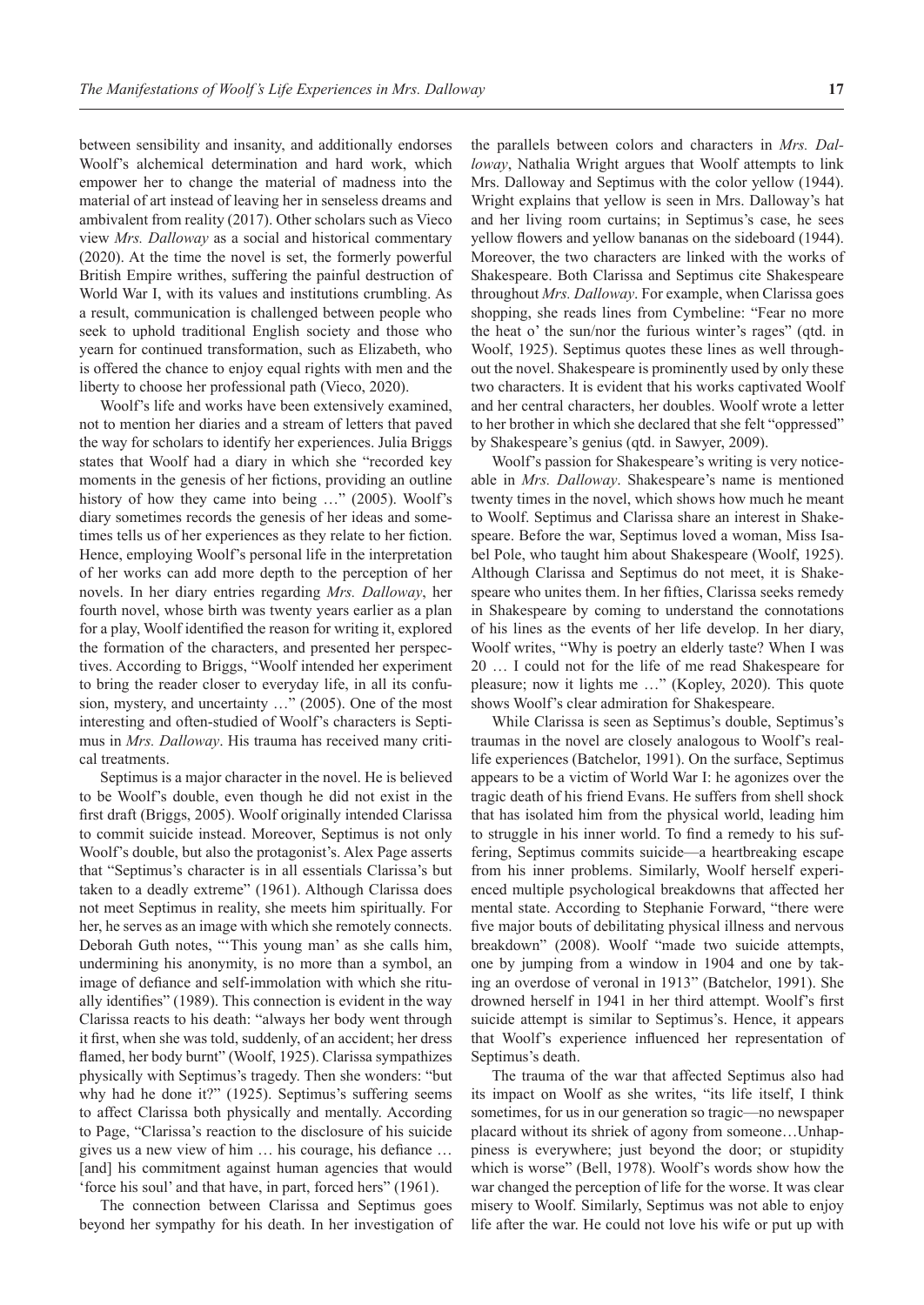between sensibility and insanity, and additionally endorses Woolf's alchemical determination and hard work, which empower her to change the material of madness into the material of art instead of leaving her in senseless dreams and ambivalent from reality (2017). Other scholars such as Vieco view *Mrs. Dalloway* as a social and historical commentary (2020). At the time the novel is set, the formerly powerful British Empire writhes, suffering the painful destruction of World War I, with its values and institutions crumbling. As a result, communication is challenged between people who seek to uphold traditional English society and those who yearn for continued transformation, such as Elizabeth, who is offered the chance to enjoy equal rights with men and the liberty to choose her professional path (Vieco, 2020).

Woolf's life and works have been extensively examined, not to mention her diaries and a stream of letters that paved the way for scholars to identify her experiences. Julia Briggs states that Woolf had a diary in which she "recorded key moments in the genesis of her fictions, providing an outline history of how they came into being …" (2005). Woolf's diary sometimes records the genesis of her ideas and sometimes tells us of her experiences as they relate to her fiction. Hence, employing Woolf's personal life in the interpretation of her works can add more depth to the perception of her novels. In her diary entries regarding *Mrs. Dalloway*, her fourth novel, whose birth was twenty years earlier as a plan for a play, Woolf identified the reason for writing it, explored the formation of the characters, and presented her perspectives. According to Briggs, "Woolf intended her experiment to bring the reader closer to everyday life, in all its confusion, mystery, and uncertainty …" (2005). One of the most interesting and often-studied of Woolf's characters is Septimus in *Mrs. Dalloway*. His trauma has received many critical treatments.

Septimus is a major character in the novel. He is believed to be Woolf's double, even though he did not exist in the first draft (Briggs, 2005). Woolf originally intended Clarissa to commit suicide instead. Moreover, Septimus is not only Woolf's double, but also the protagonist's. Alex Page asserts that "Septimus's character is in all essentials Clarissa's but taken to a deadly extreme" (1961). Although Clarissa does not meet Septimus in reality, she meets him spiritually. For her, he serves as an image with which she remotely connects. Deborah Guth notes, "'This young man' as she calls him, undermining his anonymity, is no more than a symbol, an image of defiance and self-immolation with which she ritually identifies" (1989). This connection is evident in the way Clarissa reacts to his death: "always her body went through it first, when she was told, suddenly, of an accident; her dress flamed, her body burnt" (Woolf, 1925). Clarissa sympathizes physically with Septimus's tragedy. Then she wonders: "but why had he done it?" (1925). Septimus's suffering seems to affect Clarissa both physically and mentally. According to Page, "Clarissa's reaction to the disclosure of his suicide gives us a new view of him … his courage, his defiance … [and] his commitment against human agencies that would 'force his soul' and that have, in part, forced hers" (1961).

The connection between Clarissa and Septimus goes beyond her sympathy for his death. In her investigation of the parallels between colors and characters in *Mrs. Dalloway*, Nathalia Wright argues that Woolf attempts to link Mrs. Dalloway and Septimus with the color yellow (1944). Wright explains that yellow is seen in Mrs. Dalloway's hat and her living room curtains; in Septimus's case, he sees yellow flowers and yellow bananas on the sideboard (1944). Moreover, the two characters are linked with the works of Shakespeare. Both Clarissa and Septimus cite Shakespeare throughout *Mrs. Dalloway*. For example, when Clarissa goes shopping, she reads lines from Cymbeline: "Fear no more the heat o' the sun/nor the furious winter's rages" (qtd. in Woolf, 1925). Septimus quotes these lines as well throughout the novel. Shakespeare is prominently used by only these two characters. It is evident that his works captivated Woolf and her central characters, her doubles. Woolf wrote a letter to her brother in which she declared that she felt "oppressed" by Shakespeare's genius (qtd. in Sawyer, 2009).

Woolf's passion for Shakespeare's writing is very noticeable in *Mrs. Dalloway*. Shakespeare's name is mentioned twenty times in the novel, which shows how much he meant to Woolf. Septimus and Clarissa share an interest in Shakespeare. Before the war, Septimus loved a woman, Miss Isabel Pole, who taught him about Shakespeare (Woolf, 1925). Although Clarissa and Septimus do not meet, it is Shakespeare who unites them. In her fifties, Clarissa seeks remedy in Shakespeare by coming to understand the connotations of his lines as the events of her life develop. In her diary, Woolf writes, "Why is poetry an elderly taste? When I was 20 … I could not for the life of me read Shakespeare for pleasure; now it lights me …" (Kopley, 2020). This quote shows Woolf's clear admiration for Shakespeare.

While Clarissa is seen as Septimus's double, Septimus's traumas in the novel are closely analogous to Woolf's real-life experiences (Batchelor, 1991). On the surface, Septimus appears to be a victim of World War I: he agonizes over the tragic death of his friend Evans. He suffers from shell shock that has isolated him from the physical world, leading him to struggle in his inner world. To find a remedy to his suffering, Septimus commits suicide—a heartbreaking escape from his inner problems. Similarly, Woolf herself experienced multiple psychological breakdowns that affected her mental state. According to Stephanie Forward, "there were five major bouts of debilitating physical illness and nervous breakdown" (2008). Woolf "made two suicide attempts, one by jumping from a window in 1904 and one by taking an overdose of veronal in 1913" (Batchelor, 1991). She drowned herself in 1941 in her third attempt. Woolf's first suicide attempt is similar to Septimus's. Hence, it appears that Woolf's experience influenced her representation of Septimus's death.

The trauma of the war that affected Septimus also had its impact on Woolf as she writes, "its life itself, I think sometimes, for us in our generation so tragic—no newspaper placard without its shriek of agony from someone…Unhappiness is everywhere; just beyond the door; or stupidity which is worse" (Bell, 1978). Woolf's words show how the war changed the perception of life for the worse. It was clear misery to Woolf. Similarly, Septimus was not able to enjoy life after the war. He could not love his wife or put up with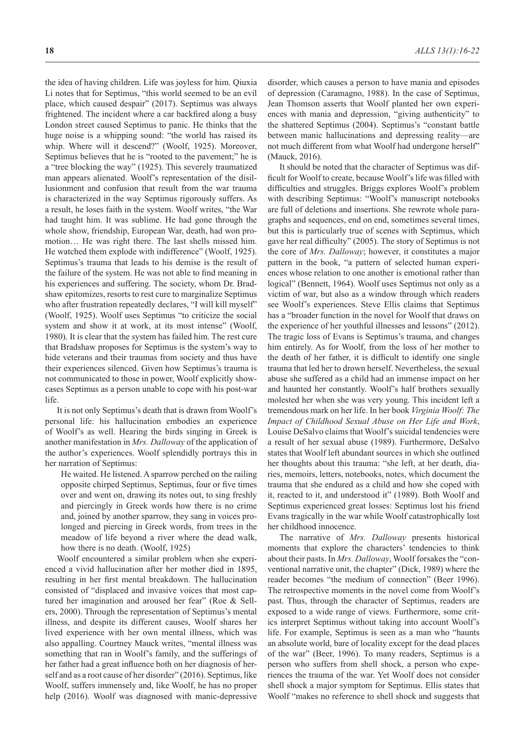the idea of having children. Life was joyless for him. Qiuxia Li notes that for Septimus, "this world seemed to be an evil place, which caused despair" (2017). Septimus was always frightened. The incident where a car backfired along a busy London street caused Septimus to panic. He thinks that the huge noise is a whipping sound: "the world has raised its whip. Where will it descend?" (Woolf, 1925). Moreover, Septimus believes that he is "rooted to the pavement;" he is a "tree blocking the way" (1925). This severely traumatized man appears alienated. Woolf's representation of the disillusionment and confusion that result from the war trauma is characterized in the way Septimus rigorously suffers. As a result, he loses faith in the system. Woolf writes, "the War had taught him. It was sublime. He had gone through the whole show, friendship, European War, death, had won promotion… He was right there. The last shells missed him. He watched them explode with indifference" (Woolf, 1925). Septimus's trauma that leads to his demise is the result of the failure of the system. He was not able to find meaning in his experiences and suffering. The society, whom Dr. Bradshaw epitomizes, resorts to rest cure to marginalize Septimus who after frustration repeatedly declares, "I will kill myself" (Woolf, 1925). Woolf uses Septimus "to criticize the social system and show it at work, at its most intense" (Woolf, 1980). It is clear that the system has failed him. The rest cure that Bradshaw proposes for Septimus is the system's way to hide veterans and their traumas from society and thus have their experiences silenced. Given how Septimus's trauma is not communicated to those in power, Woolf explicitly showcases Septimus as a person unable to cope with his post-war life.

It is not only Septimus's death that is drawn from Woolf's personal life: his hallucination embodies an experience of Woolf's as well. Hearing the birds singing in Greek is another manifestation in *Mrs. Dalloway* of the application of the author's experiences. Woolf splendidly portrays this in her narration of Septimus:

> He waited. He listened. A sparrow perched on the railing opposite chirped Septimus, Septimus, four or five times over and went on, drawing its notes out, to sing freshly and piercingly in Greek words how there is no crime and, joined by another sparrow, they sang in voices prolonged and piercing in Greek words, from trees in the meadow of life beyond a river where the dead walk, how there is no death. (Woolf, 1925)

Woolf encountered a similar problem when she experienced a vivid hallucination after her mother died in 1895, resulting in her first mental breakdown. The hallucination consisted of "displaced and invasive voices that most captured her imagination and aroused her fear" (Roe & Sellers, 2000). Through the representation of Septimus's mental illness, and despite its different causes, Woolf shares her lived experience with her own mental illness, which was also appalling. Courtney Mauck writes, "mental illness was something that ran in Woolf's family, and the sufferings of her father had a great influence both on her diagnosis of herself and as a root cause of her disorder" (2016). Septimus, like Woolf, suffers immensely and, like Woolf, he has no proper help (2016). Woolf was diagnosed with manic-depressive disorder, which causes a person to have mania and episodes of depression (Caramagno, 1988). In the case of Septimus, Jean Thomson asserts that Woolf planted her own experiences with mania and depression, "giving authenticity" to the shattered Septimus (2004). Septimus's "constant battle between manic hallucinations and depressing reality—are not much different from what Woolf had undergone herself" (Mauck, 2016).

It should be noted that the character of Septimus was difficult for Woolf to create, because Woolf's life was filled with difficulties and struggles. Briggs explores Woolf's problem with describing Septimus: "Woolf's manuscript notebooks are full of deletions and insertions. She rewrote whole paragraphs and sequences, end on end, sometimes several times, but this is particularly true of scenes with Septimus, which gave her real difficulty" (2005). The story of Septimus is not the core of *Mrs. Dalloway*; however, it constitutes a major pattern in the book, "a pattern of selected human experiences whose relation to one another is emotional rather than logical" (Bennett, 1964). Woolf uses Septimus not only as a victim of war, but also as a window through which readers see Woolf's experiences. Steve Ellis claims that Septimus has a "broader function in the novel for Woolf that draws on the experience of her youthful illnesses and lessons" (2012). The tragic loss of Evans is Septimus's trauma, and changes him entirely. As for Woolf, from the loss of her mother to the death of her father, it is difficult to identify one single trauma that led her to drown herself. Nevertheless, the sexual abuse she suffered as a child had an immense impact on her and haunted her constantly. Woolf's half brothers sexually molested her when she was very young. This incident left a tremendous mark on her life. In her book *Virginia Woolf: The Impact of Childhood Sexual Abuse on Her Life and Work*, Louise DeSalvo claims that Woolf's suicidal tendencies were a result of her sexual abuse (1989). Furthermore, DeSalvo states that Woolf left abundant sources in which she outlined her thoughts about this trauma: "she left, at her death, diaries, memoirs, letters, notebooks, notes, which document the trauma that she endured as a child and how she coped with it, reacted to it, and understood it" (1989). Both Woolf and Septimus experienced great losses: Septimus lost his friend Evans tragically in the war while Woolf catastrophically lost her childhood innocence.

The narrative of *Mrs. Dalloway* presents historical moments that explore the characters' tendencies to think about their pasts. In *Mrs. Dalloway*, Woolf forsakes the "conventional narrative unit, the chapter" (Dick, 1989) where the reader becomes "the medium of connection" (Beer 1996). The retrospective moments in the novel come from Woolf's past. Thus, through the character of Septimus, readers are exposed to a wide range of views. Furthermore, some critics interpret Septimus without taking into account Woolf's life. For example, Septimus is seen as a man who "haunts an absolute world, bare of locality except for the dead places of the war" (Beer, 1996). To many readers, Septimus is a person who suffers from shell shock, a person who experiences the trauma of the war. Yet Woolf does not consider shell shock a major symptom for Septimus. Ellis states that Woolf "makes no reference to shell shock and suggests that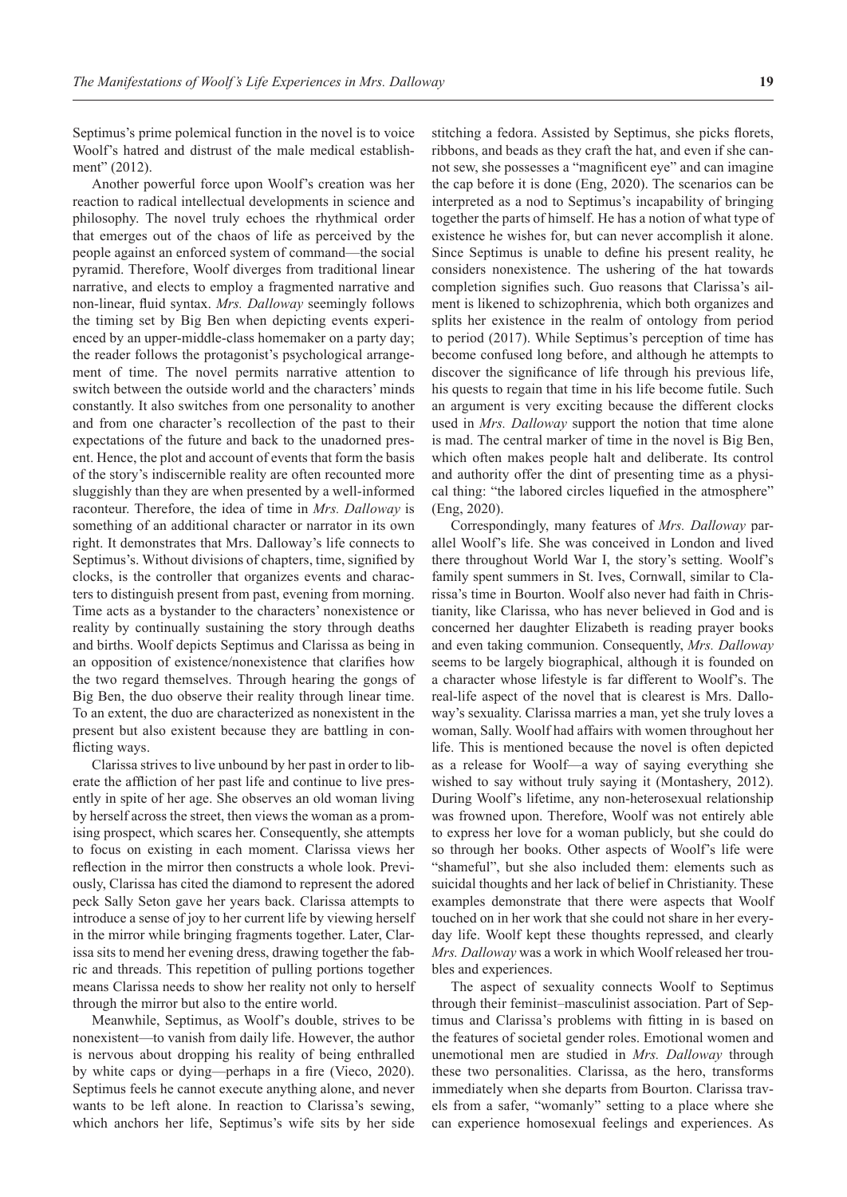Septimus's prime polemical function in the novel is to voice Woolf's hatred and distrust of the male medical establishment" (2012).

Another powerful force upon Woolf's creation was her reaction to radical intellectual developments in science and philosophy. The novel truly echoes the rhythmical order that emerges out of the chaos of life as perceived by the people against an enforced system of command—the social pyramid. Therefore, Woolf diverges from traditional linear narrative, and elects to employ a fragmented narrative and non-linear, fluid syntax. *Mrs. Dalloway* seemingly follows the timing set by Big Ben when depicting events experienced by an upper-middle-class homemaker on a party day; the reader follows the protagonist's psychological arrangement of time. The novel permits narrative attention to switch between the outside world and the characters' minds constantly. It also switches from one personality to another and from one character's recollection of the past to their expectations of the future and back to the unadorned present. Hence, the plot and account of events that form the basis of the story's indiscernible reality are often recounted more sluggishly than they are when presented by a well-informed raconteur. Therefore, the idea of time in *Mrs. Dalloway* is something of an additional character or narrator in its own right. It demonstrates that Mrs. Dalloway's life connects to Septimus's. Without divisions of chapters, time, signified by clocks, is the controller that organizes events and characters to distinguish present from past, evening from morning. Time acts as a bystander to the characters' nonexistence or reality by continually sustaining the story through deaths and births. Woolf depicts Septimus and Clarissa as being in an opposition of existence/nonexistence that clarifies how the two regard themselves. Through hearing the gongs of Big Ben, the duo observe their reality through linear time. To an extent, the duo are characterized as nonexistent in the present but also existent because they are battling in conflicting ways.

Clarissa strives to live unbound by her past in order to liberate the affliction of her past life and continue to live presently in spite of her age. She observes an old woman living by herself across the street, then views the woman as a promising prospect, which scares her. Consequently, she attempts to focus on existing in each moment. Clarissa views her reflection in the mirror then constructs a whole look. Previously, Clarissa has cited the diamond to represent the adored peck Sally Seton gave her years back. Clarissa attempts to introduce a sense of joy to her current life by viewing herself in the mirror while bringing fragments together. Later, Clarissa sits to mend her evening dress, drawing together the fabric and threads. This repetition of pulling portions together means Clarissa needs to show her reality not only to herself through the mirror but also to the entire world.

Meanwhile, Septimus, as Woolf's double, strives to be nonexistent—to vanish from daily life. However, the author is nervous about dropping his reality of being enthralled by white caps or dying—perhaps in a fire (Vieco, 2020). Septimus feels he cannot execute anything alone, and never wants to be left alone. In reaction to Clarissa's sewing, which anchors her life, Septimus's wife sits by her side stitching a fedora. Assisted by Septimus, she picks florets, ribbons, and beads as they craft the hat, and even if she cannot sew, she possesses a "magnificent eye" and can imagine the cap before it is done (Eng, 2020). The scenarios can be interpreted as a nod to Septimus's incapability of bringing together the parts of himself. He has a notion of what type of existence he wishes for, but can never accomplish it alone. Since Septimus is unable to define his present reality, he considers nonexistence. The ushering of the hat towards completion signifies such. Guo reasons that Clarissa's ailment is likened to schizophrenia, which both organizes and splits her existence in the realm of ontology from period to period (2017). While Septimus's perception of time has become confused long before, and although he attempts to discover the significance of life through his previous life, his quests to regain that time in his life become futile. Such an argument is very exciting because the different clocks used in *Mrs. Dalloway* support the notion that time alone is mad. The central marker of time in the novel is Big Ben, which often makes people halt and deliberate. Its control and authority offer the dint of presenting time as a physical thing: "the labored circles liquefied in the atmosphere" (Eng, 2020).

Correspondingly, many features of *Mrs. Dalloway* parallel Woolf's life. She was conceived in London and lived there throughout World War I, the story's setting. Woolf's family spent summers in St. Ives, Cornwall, similar to Clarissa's time in Bourton. Woolf also never had faith in Christianity, like Clarissa, who has never believed in God and is concerned her daughter Elizabeth is reading prayer books and even taking communion. Consequently, *Mrs. Dalloway* seems to be largely biographical, although it is founded on a character whose lifestyle is far different to Woolf's. The real-life aspect of the novel that is clearest is Mrs. Dalloway's sexuality. Clarissa marries a man, yet she truly loves a woman, Sally. Woolf had affairs with women throughout her life. This is mentioned because the novel is often depicted as a release for Woolf—a way of saying everything she wished to say without truly saying it (Montashery, 2012). During Woolf's lifetime, any non-heterosexual relationship was frowned upon. Therefore, Woolf was not entirely able to express her love for a woman publicly, but she could do so through her books. Other aspects of Woolf's life were "shameful", but she also included them: elements such as suicidal thoughts and her lack of belief in Christianity. These examples demonstrate that there were aspects that Woolf touched on in her work that she could not share in her everyday life. Woolf kept these thoughts repressed, and clearly *Mrs. Dalloway* was a work in which Woolf released her troubles and experiences.

The aspect of sexuality connects Woolf to Septimus through their feminist–masculinist association. Part of Septimus and Clarissa's problems with fitting in is based on the features of societal gender roles. Emotional women and unemotional men are studied in *Mrs. Dalloway* through these two personalities. Clarissa, as the hero, transforms immediately when she departs from Bourton. Clarissa travels from a safer, "womanly" setting to a place where she can experience homosexual feelings and experiences. As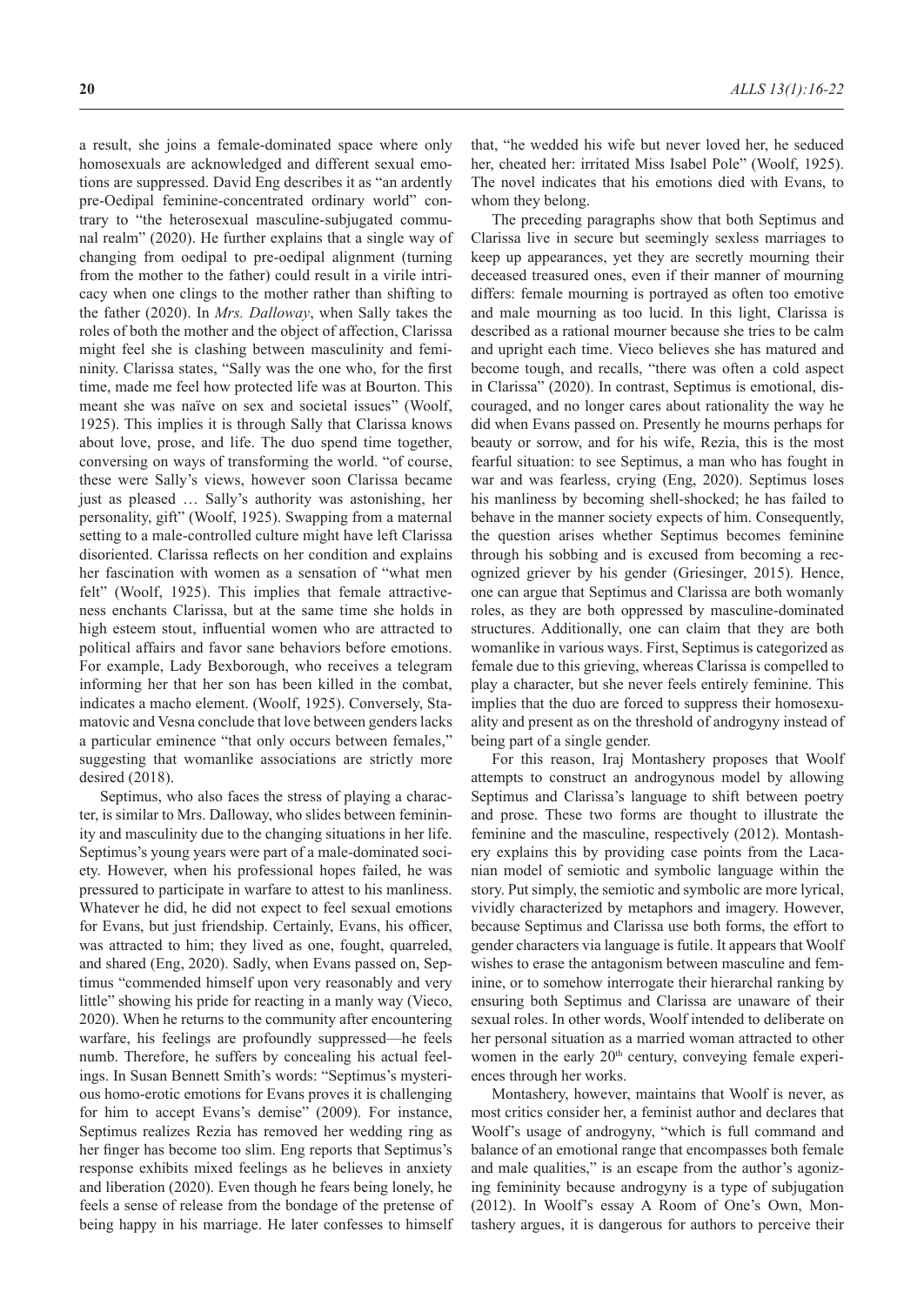a result, she joins a female-dominated space where only homosexuals are acknowledged and different sexual emotions are suppressed. David Eng describes it as "an ardently pre-Oedipal feminine-concentrated ordinary world" contrary to "the heterosexual masculine-subjugated communal realm" (2020). He further explains that a single way of changing from oedipal to pre-oedipal alignment (turning from the mother to the father) could result in a virile intricacy when one clings to the mother rather than shifting to the father (2020). In *Mrs. Dalloway*, when Sally takes the roles of both the mother and the object of affection, Clarissa might feel she is clashing between masculinity and femininity. Clarissa states, "Sally was the one who, for the first time, made me feel how protected life was at Bourton. This meant she was naïve on sex and societal issues" (Woolf, 1925). This implies it is through Sally that Clarissa knows about love, prose, and life. The duo spend time together, conversing on ways of transforming the world. "of course, these were Sally's views, however soon Clarissa became just as pleased … Sally's authority was astonishing, her personality, gift" (Woolf, 1925). Swapping from a maternal setting to a male-controlled culture might have left Clarissa disoriented. Clarissa reflects on her condition and explains her fascination with women as a sensation of "what men felt" (Woolf, 1925). This implies that female attractiveness enchants Clarissa, but at the same time she holds in high esteem stout, influential women who are attracted to political affairs and favor sane behaviors before emotions. For example, Lady Bexborough, who receives a telegram informing her that her son has been killed in the combat, indicates a macho element. (Woolf, 1925). Conversely, Stamatovic and Vesna conclude that love between genders lacks a particular eminence "that only occurs between females," suggesting that womanlike associations are strictly more desired (2018).

Septimus, who also faces the stress of playing a character, is similar to Mrs. Dalloway, who slides between femininity and masculinity due to the changing situations in her life. Septimus's young years were part of a male-dominated society. However, when his professional hopes failed, he was pressured to participate in warfare to attest to his manliness. Whatever he did, he did not expect to feel sexual emotions for Evans, but just friendship. Certainly, Evans, his officer, was attracted to him; they lived as one, fought, quarreled, and shared (Eng, 2020). Sadly, when Evans passed on, Septimus "commended himself upon very reasonably and very little" showing his pride for reacting in a manly way (Vieco, 2020). When he returns to the community after encountering warfare, his feelings are profoundly suppressed—he feels numb. Therefore, he suffers by concealing his actual feelings. In Susan Bennett Smith's words: "Septimus's mysterious homo-erotic emotions for Evans proves it is challenging for him to accept Evans's demise" (2009). For instance, Septimus realizes Rezia has removed her wedding ring as her finger has become too slim. Eng reports that Septimus's response exhibits mixed feelings as he believes in anxiety and liberation (2020). Even though he fears being lonely, he feels a sense of release from the bondage of the pretense of being happy in his marriage. He later confesses to himself that, "he wedded his wife but never loved her, he seduced her, cheated her: irritated Miss Isabel Pole" (Woolf, 1925). The novel indicates that his emotions died with Evans, to whom they belong.

The preceding paragraphs show that both Septimus and Clarissa live in secure but seemingly sexless marriages to keep up appearances, yet they are secretly mourning their deceased treasured ones, even if their manner of mourning differs: female mourning is portrayed as often too emotive and male mourning as too lucid. In this light, Clarissa is described as a rational mourner because she tries to be calm and upright each time. Vieco believes she has matured and become tough, and recalls, "there was often a cold aspect in Clarissa" (2020). In contrast, Septimus is emotional, discouraged, and no longer cares about rationality the way he did when Evans passed on. Presently he mourns perhaps for beauty or sorrow, and for his wife, Rezia, this is the most fearful situation: to see Septimus, a man who has fought in war and was fearless, crying (Eng, 2020). Septimus loses his manliness by becoming shell-shocked; he has failed to behave in the manner society expects of him. Consequently, the question arises whether Septimus becomes feminine through his sobbing and is excused from becoming a recognized griever by his gender (Griesinger, 2015). Hence, one can argue that Septimus and Clarissa are both womanly roles, as they are both oppressed by masculine-dominated structures. Additionally, one can claim that they are both womanlike in various ways. First, Septimus is categorized as female due to this grieving, whereas Clarissa is compelled to play a character, but she never feels entirely feminine. This implies that the duo are forced to suppress their homosexuality and present as on the threshold of androgyny instead of being part of a single gender.

For this reason, Iraj Montashery proposes that Woolf attempts to construct an androgynous model by allowing Septimus and Clarissa's language to shift between poetry and prose. These two forms are thought to illustrate the feminine and the masculine, respectively (2012). Montashery explains this by providing case points from the Lacanian model of semiotic and symbolic language within the story. Put simply, the semiotic and symbolic are more lyrical, vividly characterized by metaphors and imagery. However, because Septimus and Clarissa use both forms, the effort to gender characters via language is futile. It appears that Woolf wishes to erase the antagonism between masculine and feminine, or to somehow interrogate their hierarchal ranking by ensuring both Septimus and Clarissa are unaware of their sexual roles. In other words, Woolf intended to deliberate on her personal situation as a married woman attracted to other women in the early 20th century, conveying female experiences through her works.

Montashery, however, maintains that Woolf is never, as most critics consider her, a feminist author and declares that Woolf's usage of androgyny, "which is full command and balance of an emotional range that encompasses both female and male qualities," is an escape from the author's agonizing femininity because androgyny is a type of subjugation (2012). In Woolf's essay A Room of One's Own, Montashery argues, it is dangerous for authors to perceive their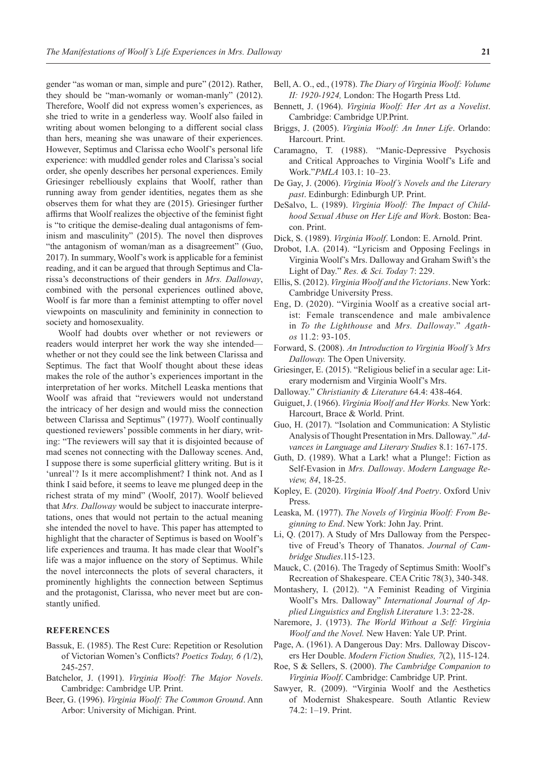gender "as woman or man, simple and pure" (2012). Rather, they should be "man-womanly or woman-manly" (2012). Therefore, Woolf did not express women's experiences, as she tried to write in a genderless way. Woolf also failed in writing about women belonging to a different social class than hers, meaning she was unaware of their experiences. However, Septimus and Clarissa echo Woolf's personal life experience: with muddled gender roles and Clarissa's social order, she openly describes her personal experiences. Emily Griesinger rebelliously explains that Woolf, rather than running away from gender identities, negates them as she observes them for what they are (2015). Griesinger further affirms that Woolf realizes the objective of the feminist fight is "to critique the demise-dealing dual antagonisms of feminism and masculinity" (2015). The novel then disproves "the antagonism of woman/man as a disagreement" (Guo, 2017). In summary, Woolf's work is applicable for a feminist reading, and it can be argued that through Septimus and Clarissa's deconstructions of their genders in *Mrs. Dalloway*, combined with the personal experiences outlined above, Woolf is far more than a feminist attempting to offer novel viewpoints on masculinity and femininity in connection to society and homosexuality.

Woolf had doubts over whether or not reviewers or readers would interpret her work the way she intended—whether or not they could see the link between Clarissa and Septimus. The fact that Woolf thought about these ideas makes the role of the author's experiences important in the interpretation of her works. Mitchell Leaska mentions that Woolf was afraid that "reviewers would not understand the intricacy of her design and would miss the connection between Clarissa and Septimus" (1977). Woolf continually questioned reviewers' possible comments in her diary, writing: "The reviewers will say that it is disjointed because of mad scenes not connecting with the Dalloway scenes. And, I suppose there is some superficial glittery writing. But is it 'unreal'? Is it mere accomplishment? I think not. And as I think I said before, it seems to leave me plunged deep in the richest strata of my mind" (Woolf, 2017). Woolf believed that *Mrs. Dalloway* would be subject to inaccurate interpretations, ones that would not pertain to the actual meaning she intended the novel to have. This paper has attempted to highlight that the character of Septimus is based on Woolf's life experiences and trauma. It has made clear that Woolf's life was a major influence on the story of Septimus. While the novel interconnects the plots of several characters, it prominently highlights the connection between Septimus and the protagonist, Clarissa, who never meet but are constantly unified.

## REFERENCES

Bassuk, E. (1985). The Rest Cure: Repetition or Resolution of Victorian Women's Conflicts? *Poetics Today, 6 (*1/2), 245-257.

Batchelor, J. (1991). *Virginia Woolf: The Major Novels*. Cambridge: Cambridge UP. Print.

Beer, G. (1996). *Virginia Woolf: The Common Ground*. Ann Arbor: University of Michigan. Print.

Bell, A. O., ed., (1978). *The Diary of Virginia Woolf: Volume II: 1920-1924,* London: The Hogarth Press Ltd.

Bennett, J. (1964). *Virginia Woolf: Her Art as a Novelist*. Cambridge: Cambridge UP.Print.

Briggs, J. (2005). *Virginia Woolf: An Inner Life*. Orlando: Harcourt. Print.

Caramagno, T. (1988). "Manic-Depressive Psychosis and Critical Approaches to Virginia Woolf's Life and Work."*PMLA* 103.1: 10–23.

De Gay, J. (2006). *Virginia Woolf's Novels and the Literary past*. Edinburgh: Edinburgh UP. Print.

DeSalvo, L. (1989). *Virginia Woolf: The Impact of Childhood Sexual Abuse on Her Life and Work*. Boston: Beacon. Print.

Dick, S. (1989). *Virginia Woolf*. London: E. Arnold. Print.

Drobot, I.A. (2014). "Lyricism and Opposing Feelings in Virginia Woolf's Mrs. Dalloway and Graham Swift's the Light of Day." *Res. & Sci. Today* 7: 229.

Ellis, S. (2012). *Virginia Woolf and the Victorians*. New York: Cambridge University Press.

Eng, D. (2020). "Virginia Woolf as a creative social artist: Female transcendence and male ambivalence in *To the Lighthouse* and *Mrs. Dalloway*." *Agathos* 11.2: 93-105.

Forward, S. (2008). *An Introduction to Virginia Woolf's Mrs Dalloway.* The Open University.

Griesinger, E. (2015). "Religious belief in a secular age: Literary modernism and Virginia Woolf's Mrs. Dalloway." *Christianity & Literature* 64.4: 438-464.

Guiguet, J. (1966). *Virginia Woolf and Her Works.* New York: Harcourt, Brace & World. Print.

Guo, H. (2017). "Isolation and Communication: A Stylistic Analysis of Thought Presentation in Mrs. Dalloway." *Advances in Language and Literary Studies* 8.1: 167-175.

Guth, D. (1989). What a Lark! what a Plunge!: Fiction as Self-Evasion in *Mrs. Dalloway*. *Modern Language Review, 84*, 18-25.

Kopley, E. (2020). *Virginia Woolf And Poetry*. Oxford Univ Press.

Leaska, M. (1977). *The Novels of Virginia Woolf: From Beginning to End*. New York: John Jay. Print.

Li, Q. (2017). A Study of Mrs Dalloway from the Perspective of Freud's Theory of Thanatos. *Journal of Cambridge Studies*.115-123.

Mauck, C. (2016). The Tragedy of Septimus Smith: Woolf's Recreation of Shakespeare. CEA Critic 78(3), 340-348.

Montashery, I. (2012). "A Feminist Reading of Virginia Woolf's Mrs. Dalloway" *International Journal of Applied Linguistics and English Literature* 1.3: 22-28.

Naremore, J. (1973). *The World Without a Self: Virginia Woolf and the Novel.* New Haven: Yale UP. Print.

Page, A. (1961). A Dangerous Day: Mrs. Dalloway Discovers Her Double. *Modern Fiction Studies, 7*(2), 115-124.

Roe, S & Sellers, S. (2000). *The Cambridge Companion to Virginia Woolf*. Cambridge: Cambridge UP. Print.

Sawyer, R. (2009). "Virginia Woolf and the Aesthetics of Modernist Shakespeare. South Atlantic Review 74.2: 1–19. Print.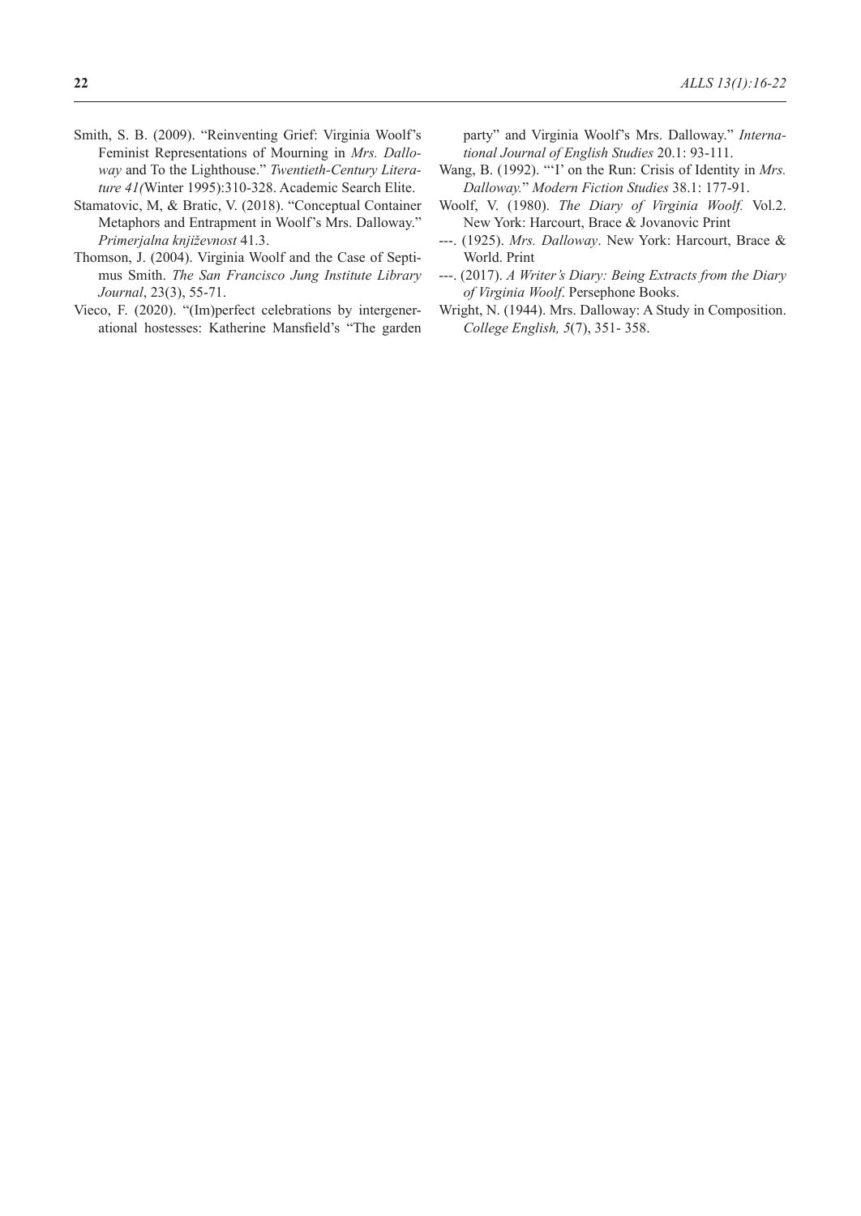Smith, S. B. (2009). "Reinventing Grief: Virginia Woolf's Feminist Representations of Mourning in *Mrs. Dalloway* and To the Lighthouse." *Twentieth-Century Literature 41(*Winter 1995):310-328. Academic Search Elite.

Stamatovic, M, & Bratic, V. (2018). "Conceptual Container Metaphors and Entrapment in Woolf's Mrs. Dalloway." *Primerjalna književnost* 41.3.

Thomson, J. (2004). Virginia Woolf and the Case of Septimus Smith. *The San Francisco Jung Institute Library Journal*, 23(3), 55-71.

Vieco, F. (2020). "(Im)perfect celebrations by intergenerational hostesses: Katherine Mansfield's "The garden party" and Virginia Woolf's Mrs. Dalloway." *International Journal of English Studies* 20.1: 93-111.

Wang, B. (1992). "'I' on the Run: Crisis of Identity in *Mrs. Dalloway.*" *Modern Fiction Studies* 38.1: 177-91.

Woolf, V. (1980). *The Diary of Virginia Woolf.* Vol.2. New York: Harcourt, Brace & Jovanovic Print

---. (1925). *Mrs. Dalloway*. New York: Harcourt, Brace & World. Print

---. (2017). *A Writer's Diary: Being Extracts from the Diary of Virginia Woolf*. Persephone Books.

Wright, N. (1944). Mrs. Dalloway: A Study in Composition. *College English, 5*(7), 351- 358.